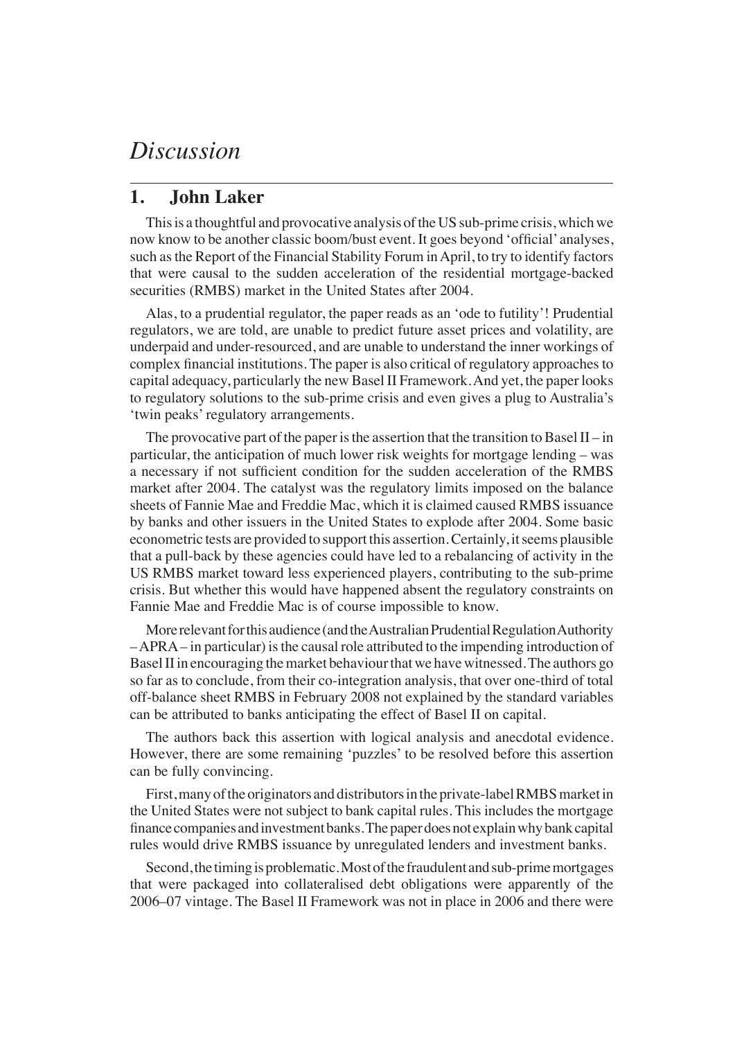# *Discussion*

## 1. John Laker

This is a thoughtful and provocative analysis of the US sub-prime crisis, which we now know to be another classic boom/bust event. It goes beyond 'official' analyses, such as the Report of the Financial Stability Forum in April, to try to identify factors that were causal to the sudden acceleration of the residential mortgage-backed securities (RMBS) market in the United States after 2004.

Alas, to a prudential regulator, the paper reads as an 'ode to futility'! Prudential regulators, we are told, are unable to predict future asset prices and volatility, are underpaid and under-resourced, and are unable to understand the inner workings of complex financial institutions. The paper is also critical of regulatory approaches to capital adequacy, particularly the new Basel II Framework. And yet, the paper looks to regulatory solutions to the sub-prime crisis and even gives a plug to Australia's 'twin peaks' regulatory arrangements.

The provocative part of the paper is the assertion that the transition to Basel II – in particular, the anticipation of much lower risk weights for mortgage lending – was a necessary if not sufficient condition for the sudden acceleration of the RMBS market after 2004. The catalyst was the regulatory limits imposed on the balance sheets of Fannie Mae and Freddie Mac, which it is claimed caused RMBS issuance by banks and other issuers in the United States to explode after 2004. Some basic econometric tests are provided to support this assertion. Certainly, it seems plausible that a pull-back by these agencies could have led to a rebalancing of activity in the US RMBS market toward less experienced players, contributing to the sub-prime crisis. But whether this would have happened absent the regulatory constraints on Fannie Mae and Freddie Mac is of course impossible to know.

More relevant for this audience (and the Australian Prudential Regulation Authority – APRA – in particular) is the causal role attributed to the impending introduction of Basel II in encouraging the market behaviour that we have witnessed. The authors go so far as to conclude, from their co-integration analysis, that over one-third of total off-balance sheet RMBS in February 2008 not explained by the standard variables can be attributed to banks anticipating the effect of Basel II on capital.

The authors back this assertion with logical analysis and anecdotal evidence. However, there are some remaining 'puzzles' to be resolved before this assertion can be fully convincing.

First, many of the originators and distributors in the private-label RMBS market in the United States were not subject to bank capital rules. This includes the mortgage finance companies and investment banks. The paper does not explain why bank capital rules would drive RMBS issuance by unregulated lenders and investment banks.

Second, the timing is problematic. Most of the fraudulent and sub-prime mortgages that were packaged into collateralised debt obligations were apparently of the 2006–07 vintage. The Basel II Framework was not in place in 2006 and there were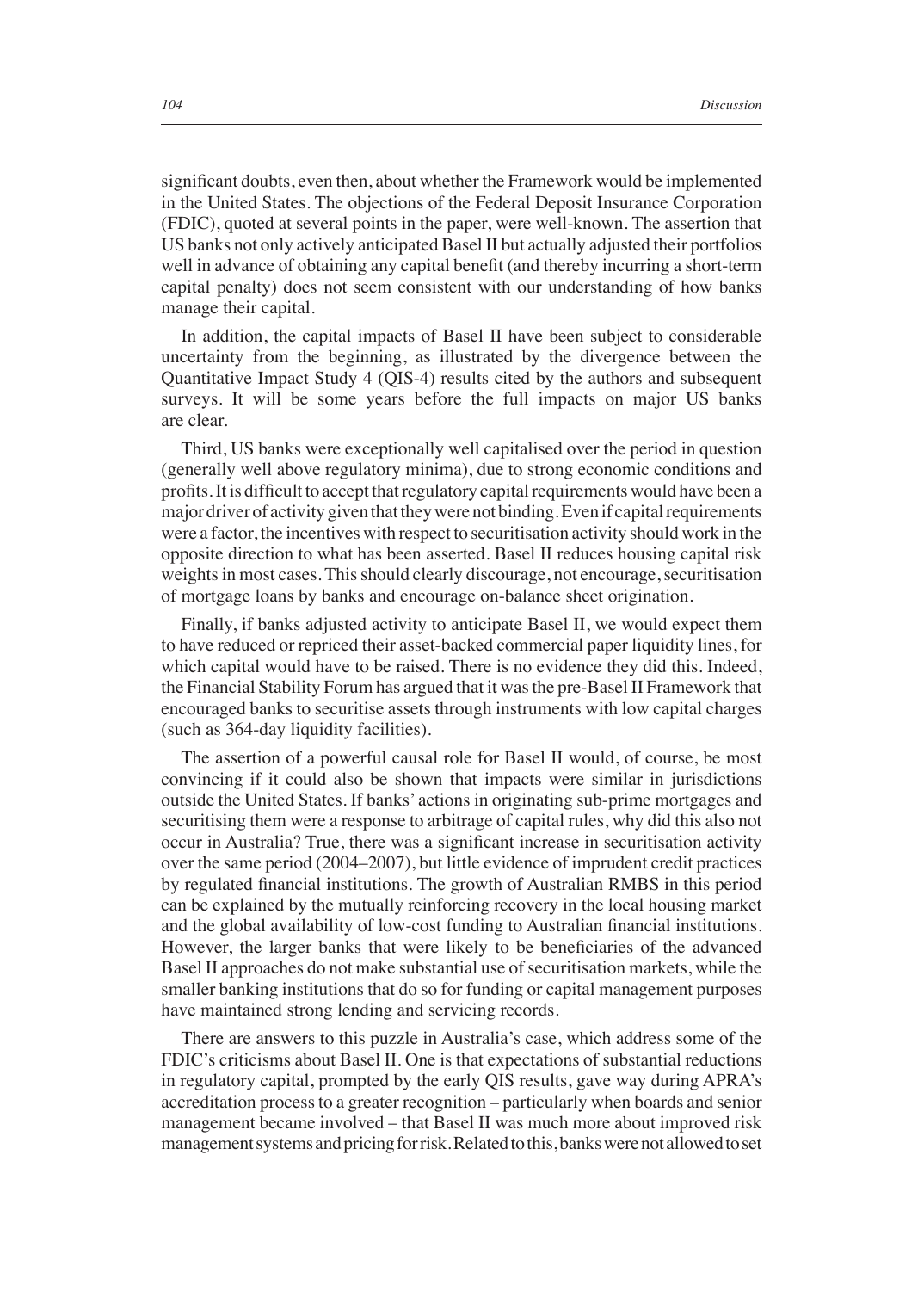significant doubts, even then, about whether the Framework would be implemented in the United States. The objections of the Federal Deposit Insurance Corporation (FDIC), quoted at several points in the paper, were well-known. The assertion that US banks not only actively anticipated Basel II but actually adjusted their portfolios well in advance of obtaining any capital benefit (and thereby incurring a short-term capital penalty) does not seem consistent with our understanding of how banks manage their capital.

In addition, the capital impacts of Basel II have been subject to considerable uncertainty from the beginning, as illustrated by the divergence between the Quantitative Impact Study 4 (QIS-4) results cited by the authors and subsequent surveys. It will be some years before the full impacts on major US banks are clear.

Third, US banks were exceptionally well capitalised over the period in question (generally well above regulatory minima), due to strong economic conditions and profits. It is difficult to accept that regulatory capital requirements would have been a major driver of activity given that they were not binding. Even if capital requirements were a factor, the incentives with respect to securitisation activity should work in the opposite direction to what has been asserted. Basel II reduces housing capital risk weights in most cases. This should clearly discourage, not encourage, securitisation of mortgage loans by banks and encourage on-balance sheet origination.

Finally, if banks adjusted activity to anticipate Basel II, we would expect them to have reduced or repriced their asset-backed commercial paper liquidity lines, for which capital would have to be raised. There is no evidence they did this. Indeed, the Financial Stability Forum has argued that it was the pre-Basel II Framework that encouraged banks to securitise assets through instruments with low capital charges (such as 364-day liquidity facilities).

The assertion of a powerful causal role for Basel II would, of course, be most convincing if it could also be shown that impacts were similar in jurisdictions outside the United States. If banks' actions in originating sub-prime mortgages and securitising them were a response to arbitrage of capital rules, why did this also not occur in Australia? True, there was a significant increase in securitisation activity over the same period (2004–2007), but little evidence of imprudent credit practices by regulated financial institutions. The growth of Australian RMBS in this period can be explained by the mutually reinforcing recovery in the local housing market and the global availability of low-cost funding to Australian financial institutions. However, the larger banks that were likely to be beneficiaries of the advanced Basel II approaches do not make substantial use of securitisation markets, while the smaller banking institutions that do so for funding or capital management purposes have maintained strong lending and servicing records.

There are answers to this puzzle in Australia's case, which address some of the FDIC's criticisms about Basel II. One is that expectations of substantial reductions in regulatory capital, prompted by the early QIS results, gave way during APRA's accreditation process to a greater recognition – particularly when boards and senior management became involved – that Basel II was much more about improved risk management systems and pricing for risk. Related to this, banks were not allowed to set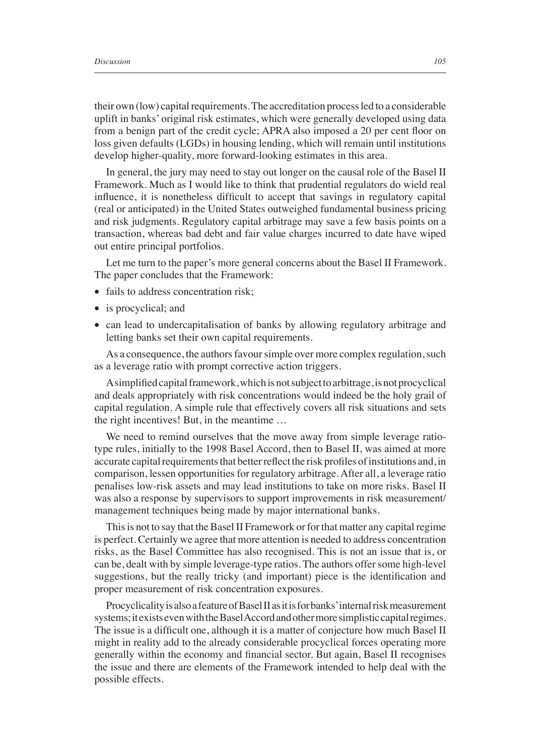their own (low) capital requirements. The accreditation process led to a considerable uplift in banks' original risk estimates, which were generally developed using data from a benign part of the credit cycle; APRA also imposed a 20 per cent floor on loss given defaults (LGDs) in housing lending, which will remain until institutions develop higher-quality, more forward-looking estimates in this area.

In general, the jury may need to stay out longer on the causal role of the Basel II Framework. Much as I would like to think that prudential regulators do wield real influence, it is nonetheless difficult to accept that savings in regulatory capital (real or anticipated) in the United States outweighed fundamental business pricing and risk judgments. Regulatory capital arbitrage may save a few basis points on a transaction, whereas bad debt and fair value charges incurred to date have wiped out entire principal portfolios.

Let me turn to the paper's more general concerns about the Basel II Framework. The paper concludes that the Framework:

- fails to address concentration risk;
- is procyclical; and
- can lead to undercapitalisation of banks by allowing regulatory arbitrage and letting banks set their own capital requirements.

As a consequence, the authors favour simple over more complex regulation, such as a leverage ratio with prompt corrective action triggers.

A simplified capital framework, which is not subject to arbitrage, is not procyclical and deals appropriately with risk concentrations would indeed be the holy grail of capital regulation. A simple rule that effectively covers all risk situations and sets the right incentives! But, in the meantime …

We need to remind ourselves that the move away from simple leverage ratio-type rules, initially to the 1998 Basel Accord, then to Basel II, was aimed at more accurate capital requirements that better reflect the risk profiles of institutions and, in comparison, lessen opportunities for regulatory arbitrage. After all, a leverage ratio penalises low-risk assets and may lead institutions to take on more risks. Basel II was also a response by supervisors to support improvements in risk measurement/management techniques being made by major international banks.

This is not to say that the Basel II Framework or for that matter any capital regime is perfect. Certainly we agree that more attention is needed to address concentration risks, as the Basel Committee has also recognised. This is not an issue that is, or can be, dealt with by simple leverage-type ratios. The authors offer some high-level suggestions, but the really tricky (and important) piece is the identification and proper measurement of risk concentration exposures.

Procyclicality is also a feature of Basel II as it is for banks' internal risk measurement systems; it exists even with the Basel Accord and other more simplistic capital regimes. The issue is a difficult one, although it is a matter of conjecture how much Basel II might in reality add to the already considerable procyclical forces operating more generally within the economy and financial sector. But again, Basel II recognises the issue and there are elements of the Framework intended to help deal with the possible effects.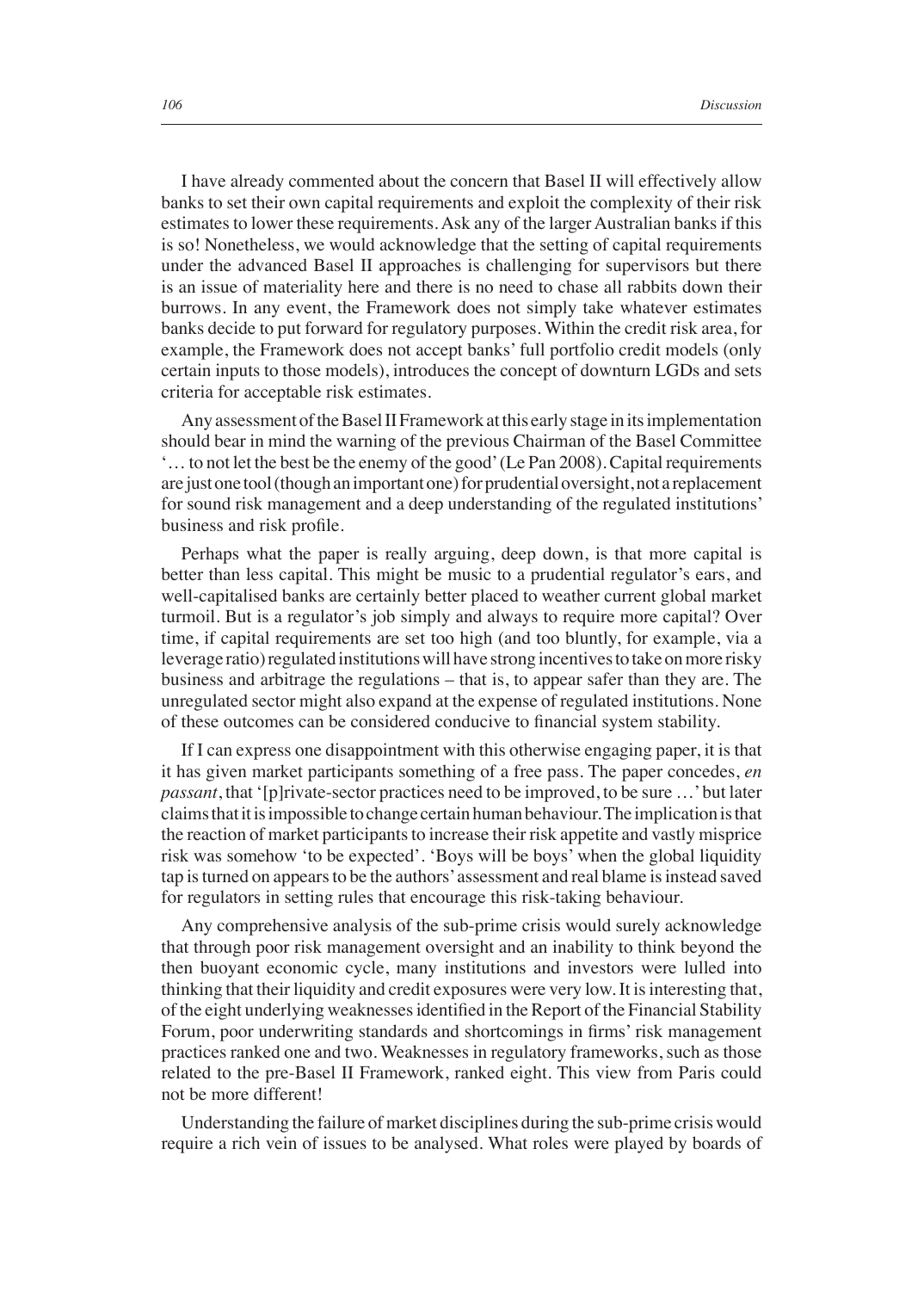I have already commented about the concern that Basel II will effectively allow banks to set their own capital requirements and exploit the complexity of their risk estimates to lower these requirements. Ask any of the larger Australian banks if this is so! Nonetheless, we would acknowledge that the setting of capital requirements under the advanced Basel II approaches is challenging for supervisors but there is an issue of materiality here and there is no need to chase all rabbits down their burrows. In any event, the Framework does not simply take whatever estimates banks decide to put forward for regulatory purposes. Within the credit risk area, for example, the Framework does not accept banks' full portfolio credit models (only certain inputs to those models), introduces the concept of downturn LGDs and sets criteria for acceptable risk estimates.

Any assessment of the Basel II Framework at this early stage in its implementation should bear in mind the warning of the previous Chairman of the Basel Committee '… to not let the best be the enemy of the good' (Le Pan 2008). Capital requirements are just one tool (though an important one) for prudential oversight, not a replacement for sound risk management and a deep understanding of the regulated institutions' business and risk profile.

Perhaps what the paper is really arguing, deep down, is that more capital is better than less capital. This might be music to a prudential regulator's ears, and well-capitalised banks are certainly better placed to weather current global market turmoil. But is a regulator's job simply and always to require more capital? Over time, if capital requirements are set too high (and too bluntly, for example, via a leverage ratio) regulated institutions will have strong incentives to take on more risky business and arbitrage the regulations – that is, to appear safer than they are. The unregulated sector might also expand at the expense of regulated institutions. None of these outcomes can be considered conducive to financial system stability.

If I can express one disappointment with this otherwise engaging paper, it is that it has given market participants something of a free pass. The paper concedes, *en passant*, that '[p]rivate-sector practices need to be improved, to be sure …' but later claims that it is impossible to change certain human behaviour. The implication is that the reaction of market participants to increase their risk appetite and vastly misprice risk was somehow 'to be expected'. 'Boys will be boys' when the global liquidity tap is turned on appears to be the authors' assessment and real blame is instead saved for regulators in setting rules that encourage this risk-taking behaviour.

Any comprehensive analysis of the sub-prime crisis would surely acknowledge that through poor risk management oversight and an inability to think beyond the then buoyant economic cycle, many institutions and investors were lulled into thinking that their liquidity and credit exposures were very low. It is interesting that, of the eight underlying weaknesses identified in the Report of the Financial Stability Forum, poor underwriting standards and shortcomings in firms' risk management practices ranked one and two. Weaknesses in regulatory frameworks, such as those related to the pre-Basel II Framework, ranked eight. This view from Paris could not be more different!

Understanding the failure of market disciplines during the sub-prime crisis would require a rich vein of issues to be analysed. What roles were played by boards of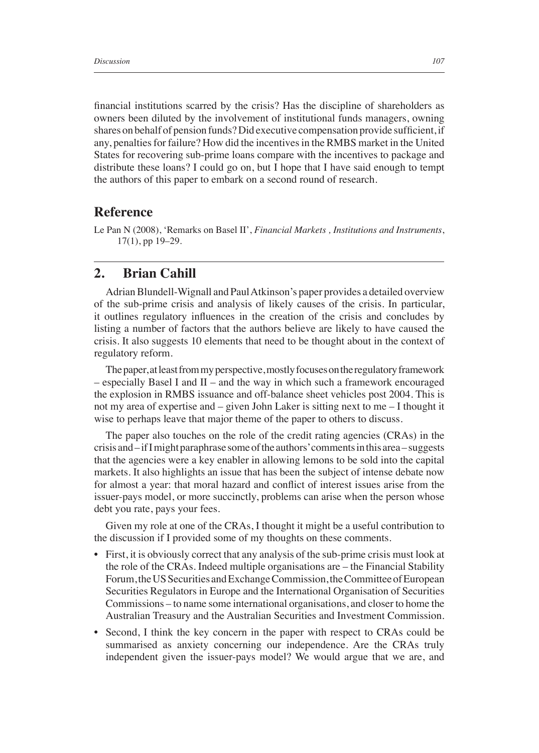financial institutions scarred by the crisis? Has the discipline of shareholders as owners been diluted by the involvement of institutional funds managers, owning shares on behalf of pension funds? Did executive compensation provide sufficient, if any, penalties for failure? How did the incentives in the RMBS market in the United States for recovering sub-prime loans compare with the incentives to package and distribute these loans? I could go on, but I hope that I have said enough to tempt the authors of this paper to embark on a second round of research.

## Reference

Le Pan N (2008), 'Remarks on Basel II', *Financial Markets , Institutions and Instruments*, 17(1), pp 19–29.

## 2. Brian Cahill

Adrian Blundell-Wignall and Paul Atkinson's paper provides a detailed overview of the sub-prime crisis and analysis of likely causes of the crisis. In particular, it outlines regulatory influences in the creation of the crisis and concludes by listing a number of factors that the authors believe are likely to have caused the crisis. It also suggests 10 elements that need to be thought about in the context of regulatory reform.

The paper, at least from my perspective, mostly focuses on the regulatory framework – especially Basel I and II – and the way in which such a framework encouraged the explosion in RMBS issuance and off-balance sheet vehicles post 2004. This is not my area of expertise and – given John Laker is sitting next to me – I thought it wise to perhaps leave that major theme of the paper to others to discuss.

The paper also touches on the role of the credit rating agencies (CRAs) in the crisis and – if I might paraphrase some of the authors' comments in this area – suggests that the agencies were a key enabler in allowing lemons to be sold into the capital markets. It also highlights an issue that has been the subject of intense debate now for almost a year: that moral hazard and conflict of interest issues arise from the issuer-pays model, or more succinctly, problems can arise when the person whose debt you rate, pays your fees.

Given my role at one of the CRAs, I thought it might be a useful contribution to the discussion if I provided some of my thoughts on these comments.

- First, it is obviously correct that any analysis of the sub-prime crisis must look at the role of the CRAs. Indeed multiple organisations are – the Financial Stability Forum, the US Securities and Exchange Commission, the Committee of European Securities Regulators in Europe and the International Organisation of Securities Commissions – to name some international organisations, and closer to home the Australian Treasury and the Australian Securities and Investment Commission.
- Second, I think the key concern in the paper with respect to CRAs could be summarised as anxiety concerning our independence. Are the CRAs truly independent given the issuer-pays model? We would argue that we are, and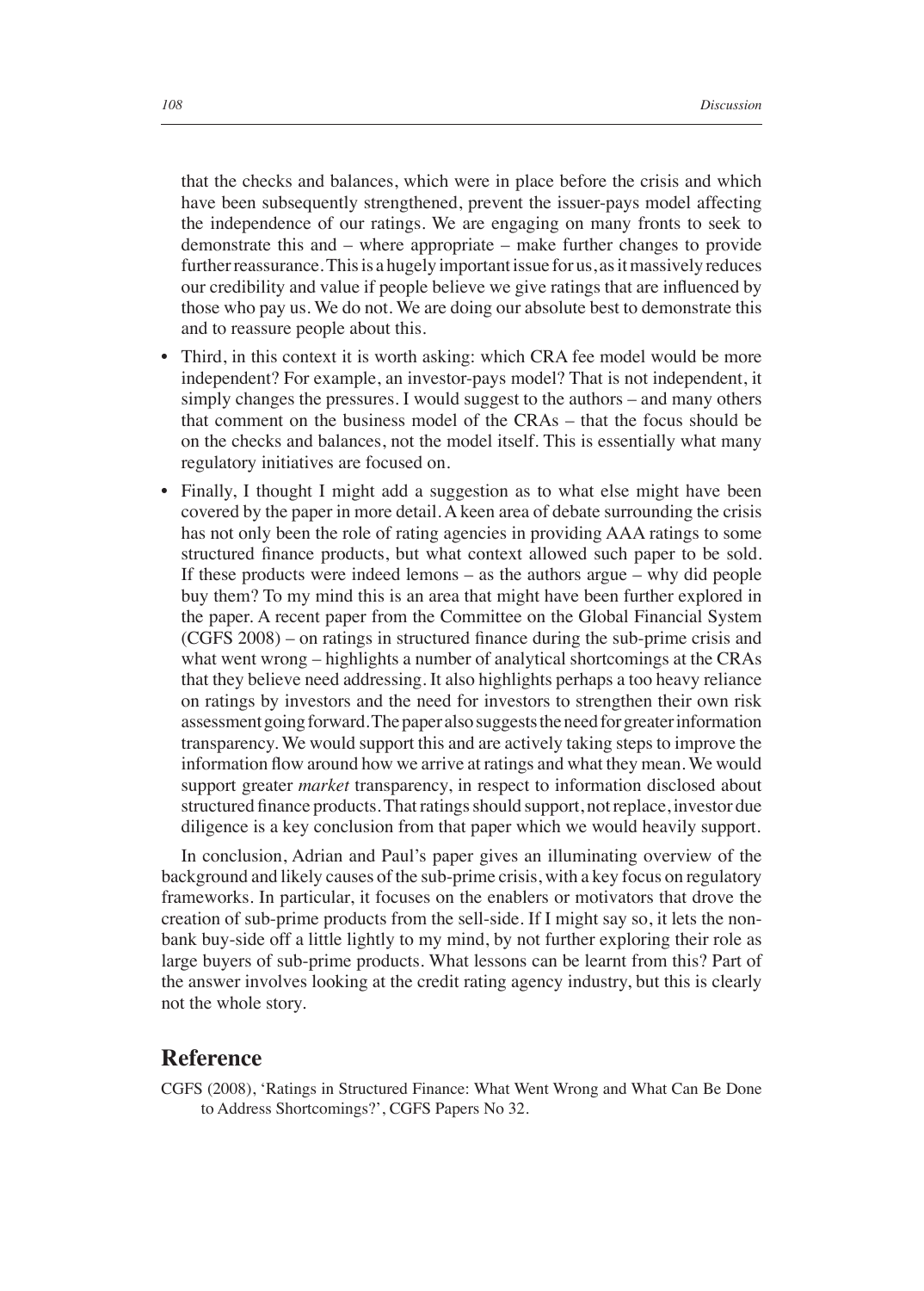that the checks and balances, which were in place before the crisis and which have been subsequently strengthened, prevent the issuer-pays model affecting the independence of our ratings. We are engaging on many fronts to seek to demonstrate this and – where appropriate – make further changes to provide further reassurance. This is a hugely important issue for us, as it massively reduces our credibility and value if people believe we give ratings that are influenced by those who pay us. We do not. We are doing our absolute best to demonstrate this and to reassure people about this.

- Third, in this context it is worth asking: which CRA fee model would be more independent? For example, an investor-pays model? That is not independent, it simply changes the pressures. I would suggest to the authors – and many others that comment on the business model of the CRAs – that the focus should be on the checks and balances, not the model itself. This is essentially what many regulatory initiatives are focused on.
- Finally, I thought I might add a suggestion as to what else might have been covered by the paper in more detail. A keen area of debate surrounding the crisis has not only been the role of rating agencies in providing AAA ratings to some structured finance products, but what context allowed such paper to be sold. If these products were indeed lemons – as the authors argue – why did people buy them? To my mind this is an area that might have been further explored in the paper. A recent paper from the Committee on the Global Financial System (CGFS 2008) – on ratings in structured finance during the sub-prime crisis and what went wrong – highlights a number of analytical shortcomings at the CRAs that they believe need addressing. It also highlights perhaps a too heavy reliance on ratings by investors and the need for investors to strengthen their own risk assessment going forward. The paper also suggests the need for greater information transparency. We would support this and are actively taking steps to improve the information flow around how we arrive at ratings and what they mean. We would support greater *market* transparency, in respect to information disclosed about structured finance products. That ratings should support, not replace, investor due diligence is a key conclusion from that paper which we would heavily support.

In conclusion, Adrian and Paul's paper gives an illuminating overview of the background and likely causes of the sub-prime crisis, with a key focus on regulatory frameworks. In particular, it focuses on the enablers or motivators that drove the creation of sub-prime products from the sell-side. If I might say so, it lets the non-bank buy-side off a little lightly to my mind, by not further exploring their role as large buyers of sub-prime products. What lessons can be learnt from this? Part of the answer involves looking at the credit rating agency industry, but this is clearly not the whole story.

## Reference

CGFS (2008), 'Ratings in Structured Finance: What Went Wrong and What Can Be Done to Address Shortcomings?', CGFS Papers No 32.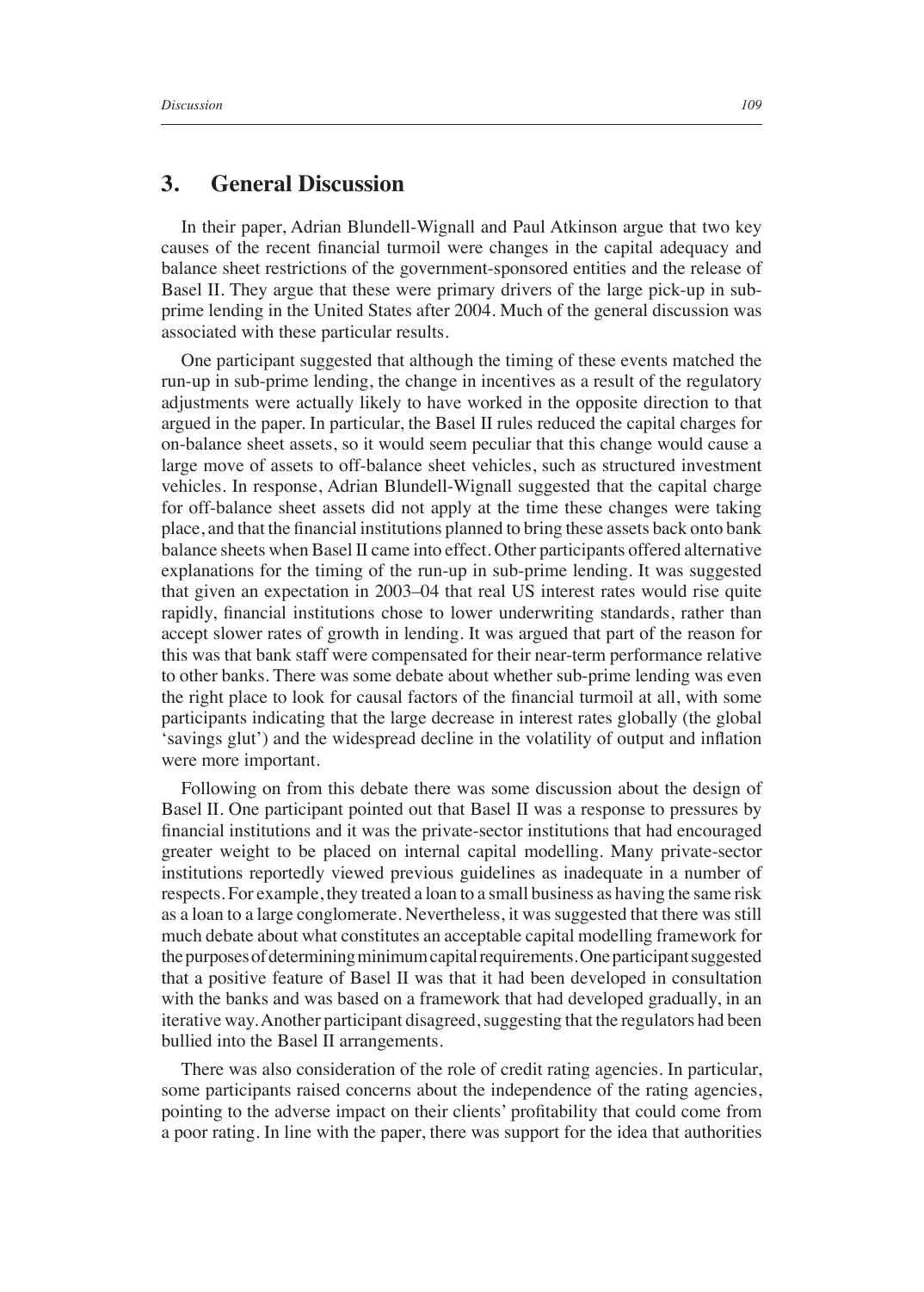## 3. General Discussion

In their paper, Adrian Blundell-Wignall and Paul Atkinson argue that two key causes of the recent financial turmoil were changes in the capital adequacy and balance sheet restrictions of the government-sponsored entities and the release of Basel II. They argue that these were primary drivers of the large pick-up in sub-prime lending in the United States after 2004. Much of the general discussion was associated with these particular results.

One participant suggested that although the timing of these events matched the run-up in sub-prime lending, the change in incentives as a result of the regulatory adjustments were actually likely to have worked in the opposite direction to that argued in the paper. In particular, the Basel II rules reduced the capital charges for on-balance sheet assets, so it would seem peculiar that this change would cause a large move of assets to off-balance sheet vehicles, such as structured investment vehicles. In response, Adrian Blundell-Wignall suggested that the capital charge for off-balance sheet assets did not apply at the time these changes were taking place, and that the financial institutions planned to bring these assets back onto bank balance sheets when Basel II came into effect. Other participants offered alternative explanations for the timing of the run-up in sub-prime lending. It was suggested that given an expectation in 2003–04 that real US interest rates would rise quite rapidly, financial institutions chose to lower underwriting standards, rather than accept slower rates of growth in lending. It was argued that part of the reason for this was that bank staff were compensated for their near-term performance relative to other banks. There was some debate about whether sub-prime lending was even the right place to look for causal factors of the financial turmoil at all, with some participants indicating that the large decrease in interest rates globally (the global 'savings glut') and the widespread decline in the volatility of output and inflation were more important.

Following on from this debate there was some discussion about the design of Basel II. One participant pointed out that Basel II was a response to pressures by financial institutions and it was the private-sector institutions that had encouraged greater weight to be placed on internal capital modelling. Many private-sector institutions reportedly viewed previous guidelines as inadequate in a number of respects. For example, they treated a loan to a small business as having the same risk as a loan to a large conglomerate. Nevertheless, it was suggested that there was still much debate about what constitutes an acceptable capital modelling framework for the purposes of determining minimum capital requirements. One participant suggested that a positive feature of Basel II was that it had been developed in consultation with the banks and was based on a framework that had developed gradually, in an iterative way. Another participant disagreed, suggesting that the regulators had been bullied into the Basel II arrangements.

There was also consideration of the role of credit rating agencies. In particular, some participants raised concerns about the independence of the rating agencies, pointing to the adverse impact on their clients' profitability that could come from a poor rating. In line with the paper, there was support for the idea that authorities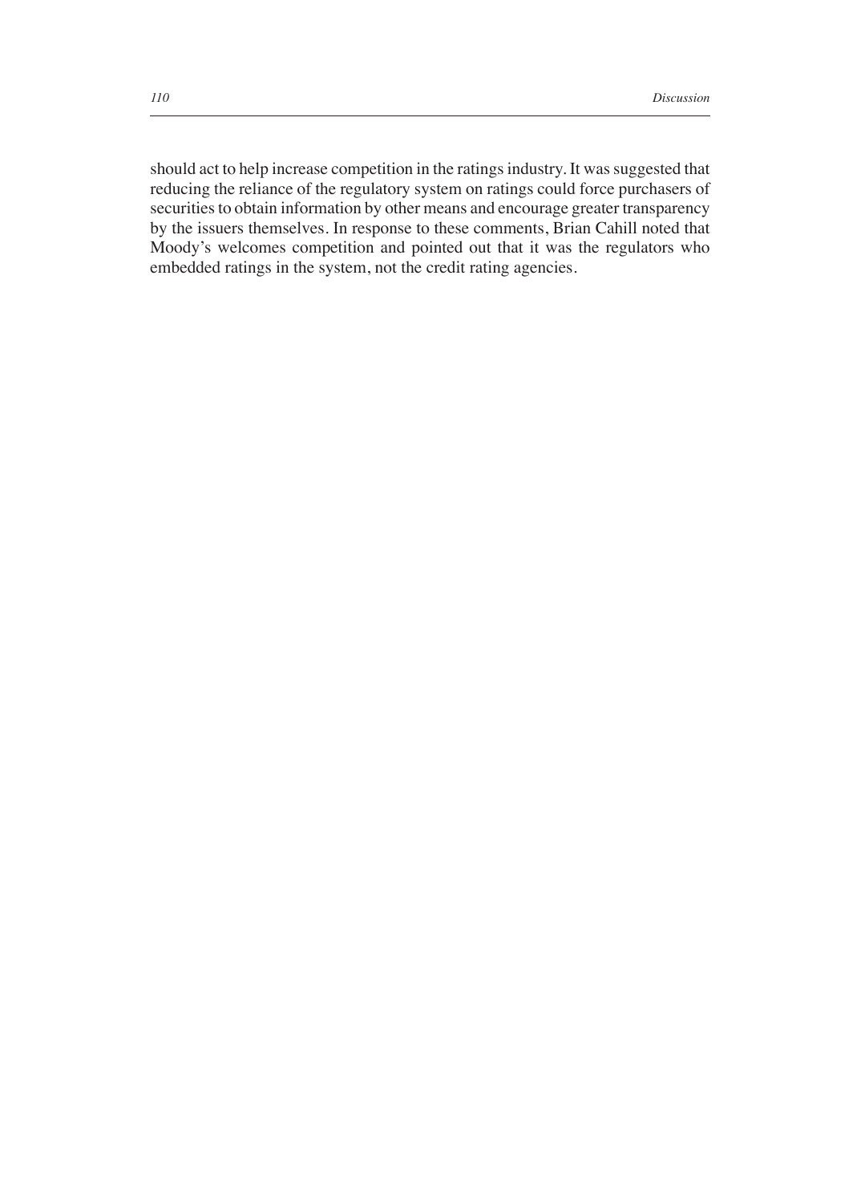should act to help increase competition in the ratings industry. It was suggested that reducing the reliance of the regulatory system on ratings could force purchasers of securities to obtain information by other means and encourage greater transparency by the issuers themselves. In response to these comments, Brian Cahill noted that Moody's welcomes competition and pointed out that it was the regulators who embedded ratings in the system, not the credit rating agencies.